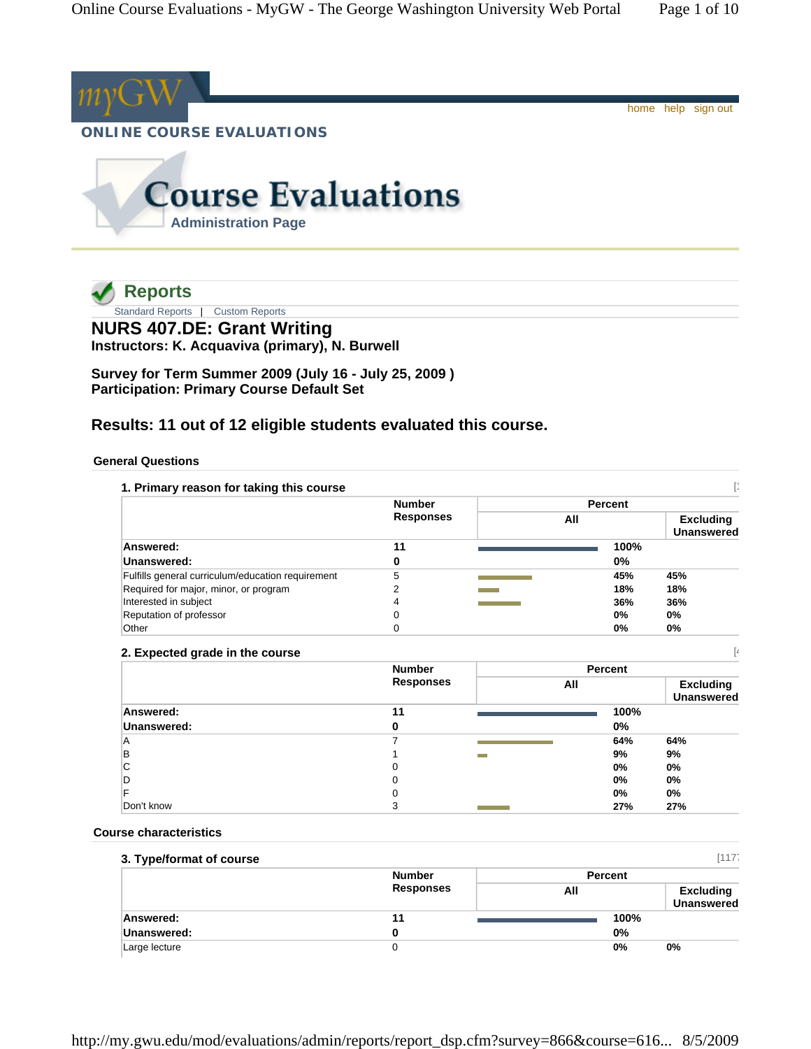myGW

home help sign out

ONLINE COURSE EVALUATIONS

# Course Evaluations

Administration Page

## Reports

Standard Reports | Custom Reports

# NURS 407.DE: Grant Writing

**Instructors: K. Acquaviva (primary), N. Burwell**

**Survey for Term Summer 2009 (July 16 - July 25, 2009 )**
**Participation: Primary Course Default Set**

### Results: 11 out of 12 eligible students evaluated this course.

#### General Questions

**1. Primary reason for taking this course**

| | Number Responses | Percent | |
|---|---|---|---|
| | | All | Excluding Unanswered |
| **Answered:** | **11** | **100%** | |
| **Unanswered:** | **0** | **0%** | |
| Fulfills general curriculum/education requirement | 5 | **45%** | **45%** |
| Required for major, minor, or program | 2 | **18%** | **18%** |
| Interested in subject | 4 | **36%** | **36%** |
| Reputation of professor | 0 | **0%** | **0%** |
| Other | 0 | **0%** | **0%** |

**2. Expected grade in the course**

| | Number Responses | Percent | |
|---|---|---|---|
| | | All | Excluding Unanswered |
| **Answered:** | **11** | **100%** | |
| **Unanswered:** | **0** | **0%** | |
| A | 7 | **64%** | **64%** |
| B | 1 | **9%** | **9%** |
| C | 0 | **0%** | **0%** |
| D | 0 | **0%** | **0%** |
| F | 0 | **0%** | **0%** |
| Don't know | 3 | **27%** | **27%** |

#### Course characteristics

**3. Type/format of course**

| | Number Responses | Percent | |
|---|---|---|---|
| | | All | Excluding Unanswered |
| **Answered:** | **11** | **100%** | |
| **Unanswered:** | **0** | **0%** | |
| Large lecture | 0 | **0%** | **0%** |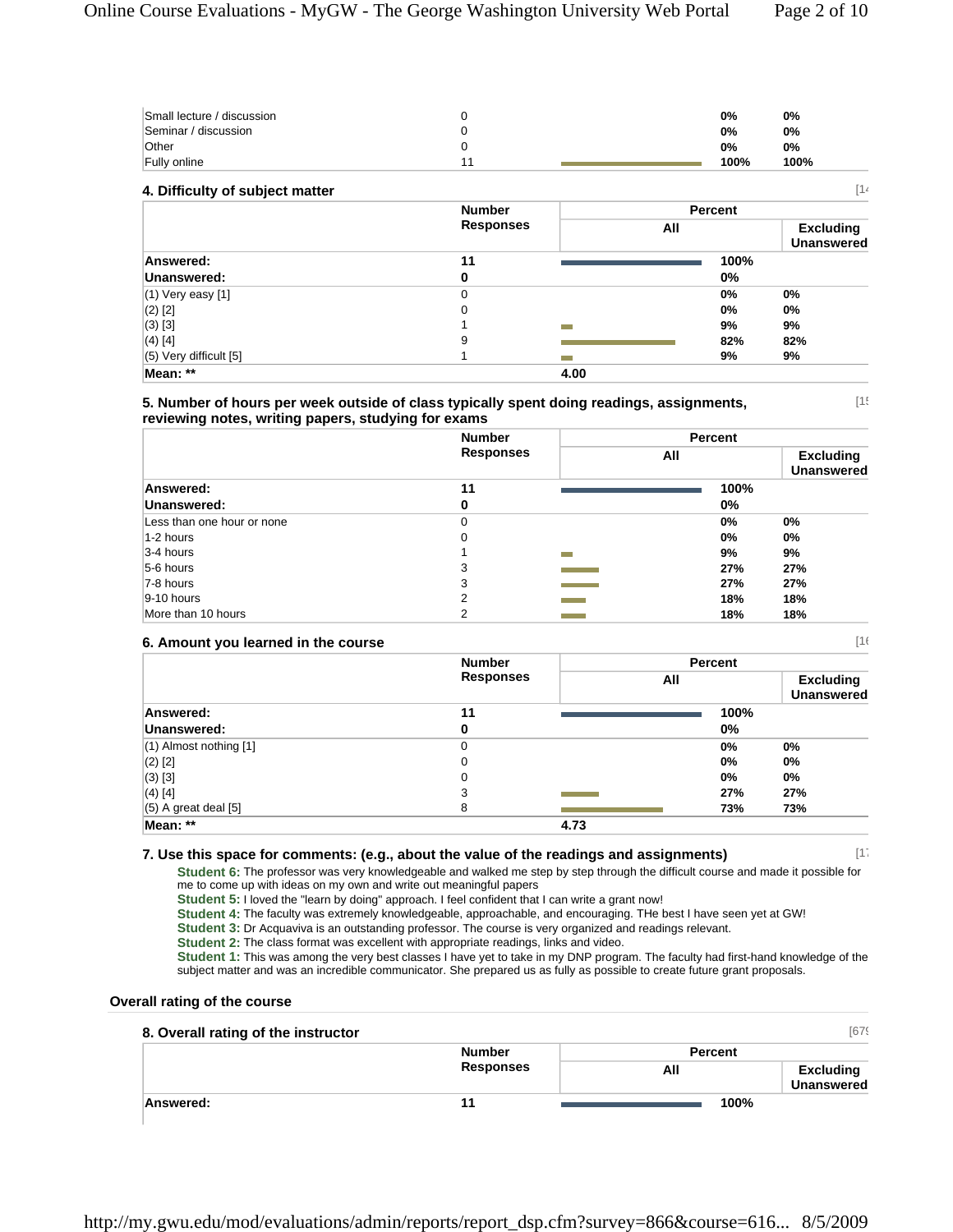| | Number Responses | All | Excluding Unanswered |
|---|---|---|---|
| Small lecture / discussion | 0 | 0% | 0% |
| Seminar / discussion | 0 | 0% | 0% |
| Other | 0 | 0% | 0% |
| Fully online | 11 | 100% | 100% |

### 4. Difficulty of subject matter

[14

| | Number Responses | Percent | |
|---|---|---|---|
| | | All | Excluding Unanswered |
| **Answered:** | **11** | **100%** | |
| **Unanswered:** | **0** | **0%** | |
| (1) Very easy [1] | 0 | 0% | 0% |
| (2) [2] | 0 | 0% | 0% |
| (3) [3] | 1 | 9% | 9% |
| (4) [4] | 9 | 82% | 82% |
| (5) Very difficult [5] | 1 | 9% | 9% |
| **Mean: \*\*** | | **4.00** | |

### 5. Number of hours per week outside of class typically spent doing readings, assignments, reviewing notes, writing papers, studying for exams

[15

| | Number Responses | Percent | |
|---|---|---|---|
| | | All | Excluding Unanswered |
| **Answered:** | **11** | **100%** | |
| **Unanswered:** | **0** | **0%** | |
| Less than one hour or none | 0 | 0% | 0% |
| 1-2 hours | 0 | 0% | 0% |
| 3-4 hours | 1 | 9% | 9% |
| 5-6 hours | 3 | 27% | 27% |
| 7-8 hours | 3 | 27% | 27% |
| 9-10 hours | 2 | 18% | 18% |
| More than 10 hours | 2 | 18% | 18% |

### 6. Amount you learned in the course

[16

| | Number Responses | Percent | |
|---|---|---|---|
| | | All | Excluding Unanswered |
| **Answered:** | **11** | **100%** | |
| **Unanswered:** | **0** | **0%** | |
| (1) Almost nothing [1] | 0 | 0% | 0% |
| (2) [2] | 0 | 0% | 0% |
| (3) [3] | 0 | 0% | 0% |
| (4) [4] | 3 | 27% | 27% |
| (5) A great deal [5] | 8 | 73% | 73% |
| **Mean: \*\*** | | **4.73** | |

### 7. Use this space for comments: (e.g., about the value of the readings and assignments)

[17

**Student 6:** The professor was very knowledgeable and walked me step by step through the difficult course and made it possible for me to come up with ideas on my own and write out meaningful papers

**Student 5:** I loved the "learn by doing" approach. I feel confident that I can write a grant now!

**Student 4:** The faculty was extremely knowledgeable, approachable, and encouraging. THe best I have seen yet at GW!

**Student 3:** Dr Acquaviva is an outstanding professor. The course is very organized and readings relevant.

**Student 2:** The class format was excellent with appropriate readings, links and video.

**Student 1:** This was among the very best classes I have yet to take in my DNP program. The faculty had first-hand knowledge of the subject matter and was an incredible communicator. She prepared us as fully as possible to create future grant proposals.

## Overall rating of the course

### 8. Overall rating of the instructor

[679

| | Number Responses | Percent | |
|---|---|---|---|
| | | All | Excluding Unanswered |
| **Answered:** | **11** | **100%** | |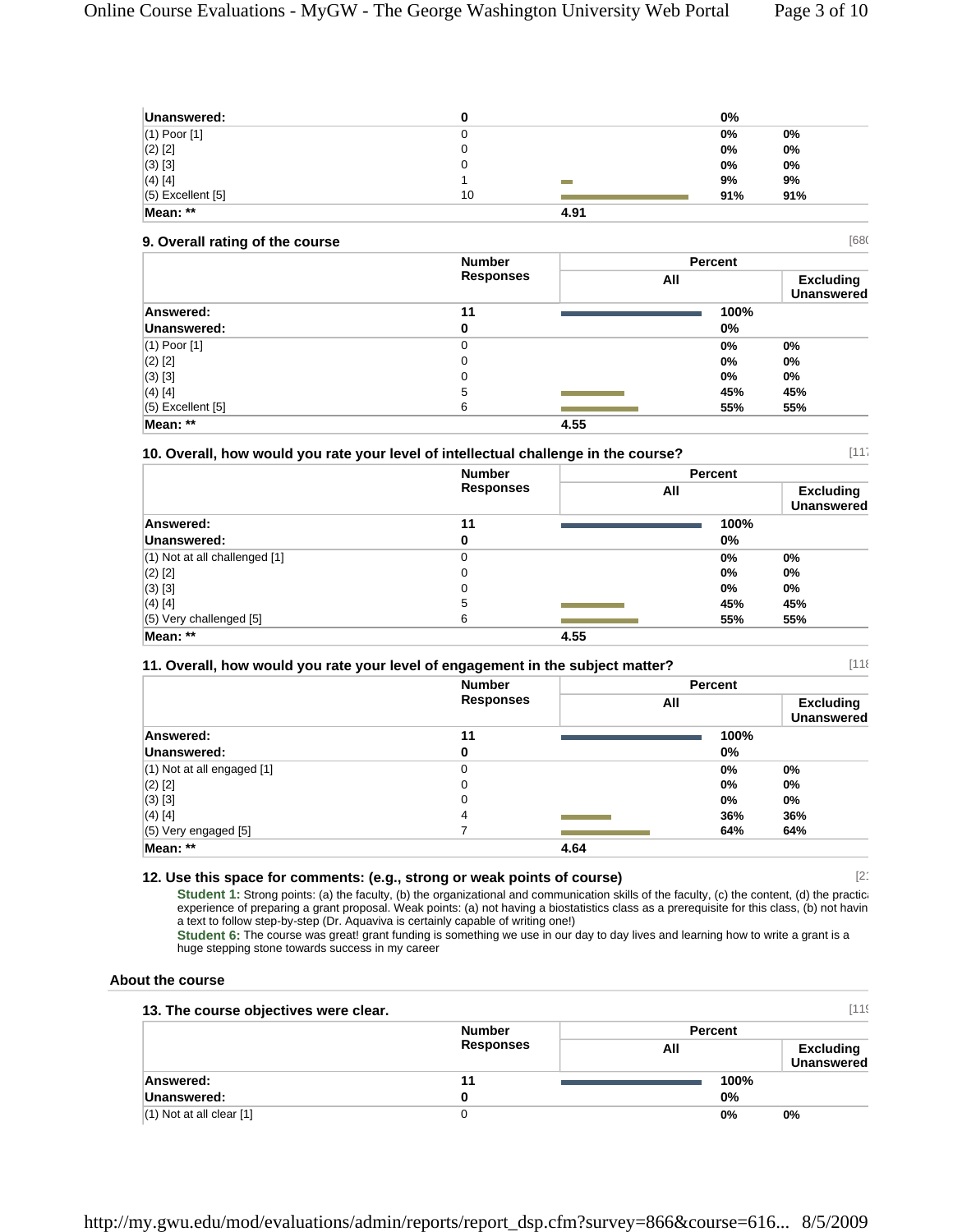| | Number Responses | Percent (All) | Excluding Unanswered |
|---|---|---|---|
| **Unanswered:** | **0** | **0%** | |
| (1) Poor [1] | 0 | 0% | 0% |
| (2) [2] | 0 | 0% | 0% |
| (3) [3] | 0 | 0% | 0% |
| (4) [4] | 1 | 9% | 9% |
| (5) Excellent [5] | 10 | 91% | 91% |
| **Mean: \*\*** | | **4.91** | |

### 9. Overall rating of the course

[680

| | Number Responses | Percent | |
|---|---|---|---|
| | | All | Excluding Unanswered |
| **Answered:** | **11** | **100%** | |
| **Unanswered:** | **0** | **0%** | |
| (1) Poor [1] | 0 | 0% | 0% |
| (2) [2] | 0 | 0% | 0% |
| (3) [3] | 0 | 0% | 0% |
| (4) [4] | 5 | 45% | 45% |
| (5) Excellent [5] | 6 | 55% | 55% |
| **Mean: \*\*** | | **4.55** | |

### 10. Overall, how would you rate your level of intellectual challenge in the course?

[117

| | Number Responses | Percent | |
|---|---|---|---|
| | | All | Excluding Unanswered |
| **Answered:** | **11** | **100%** | |
| **Unanswered:** | **0** | **0%** | |
| (1) Not at all challenged [1] | 0 | 0% | 0% |
| (2) [2] | 0 | 0% | 0% |
| (3) [3] | 0 | 0% | 0% |
| (4) [4] | 5 | 45% | 45% |
| (5) Very challenged [5] | 6 | 55% | 55% |
| **Mean: \*\*** | | **4.55** | |

### 11. Overall, how would you rate your level of engagement in the subject matter?

[118

| | Number Responses | Percent | |
|---|---|---|---|
| | | All | Excluding Unanswered |
| **Answered:** | **11** | **100%** | |
| **Unanswered:** | **0** | **0%** | |
| (1) Not at all engaged [1] | 0 | 0% | 0% |
| (2) [2] | 0 | 0% | 0% |
| (3) [3] | 0 | 0% | 0% |
| (4) [4] | 4 | 36% | 36% |
| (5) Very engaged [5] | 7 | 64% | 64% |
| **Mean: \*\*** | | **4.64** | |

### 12. Use this space for comments: (e.g., strong or weak points of course)

[2

**Student 1:** Strong points: (a) the faculty, (b) the organizational and communication skills of the faculty, (c) the content, (d) the practic experience of preparing a grant proposal. Weak points: (a) not having a biostatistics class as a prerequisite for this class, (b) not havin a text to follow step-by-step (Dr. Aquaviva is certainly capable of writing one!)

**Student 6:** The course was great! grant funding is something we use in our day to day lives and learning how to write a grant is a huge stepping stone towards success in my career

## About the course

### 13. The course objectives were clear.

[119

| | Number Responses | Percent | |
|---|---|---|---|
| | | All | Excluding Unanswered |
| **Answered:** | **11** | **100%** | |
| **Unanswered:** | **0** | **0%** | |
| (1) Not at all clear [1] | 0 | 0% | 0% |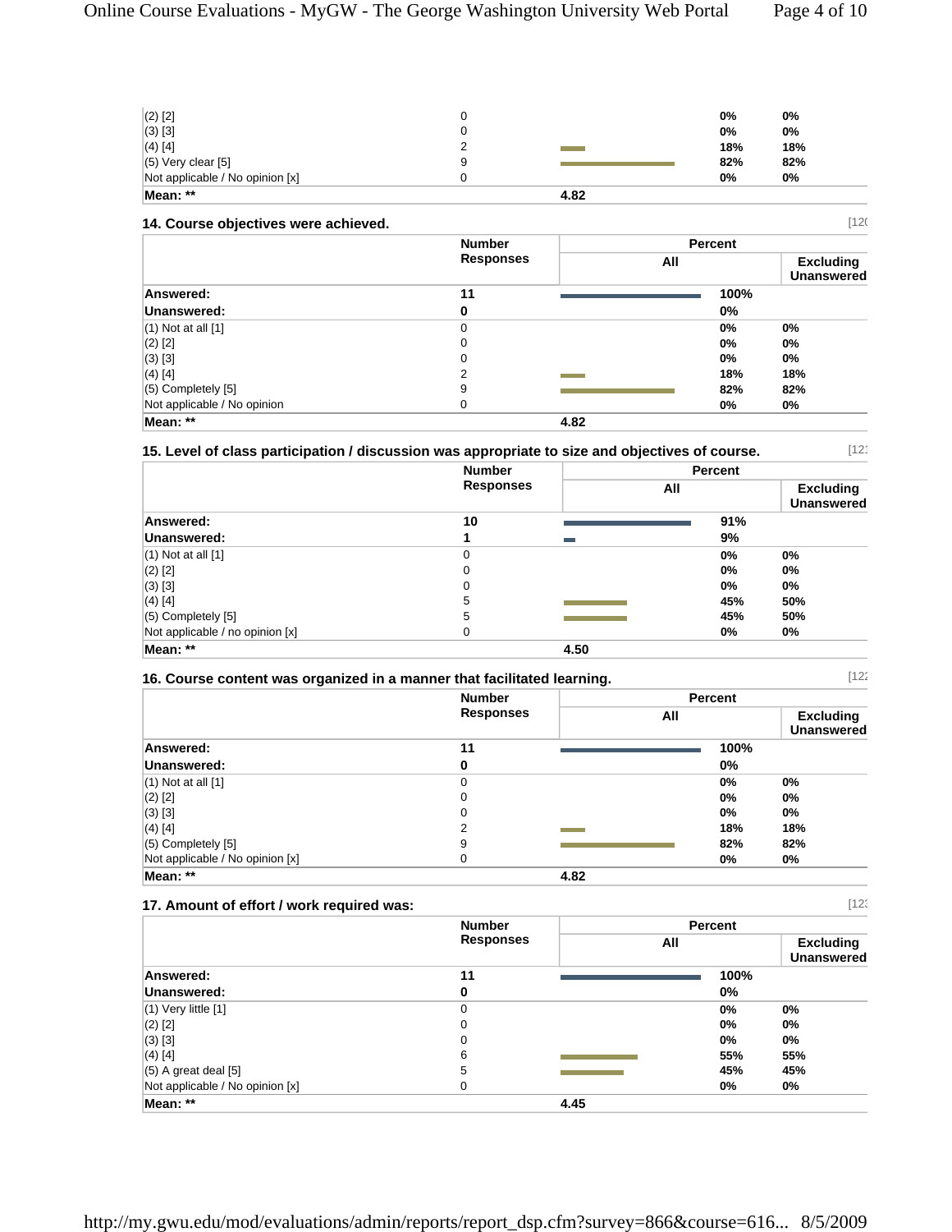| | | | |
|---|---|---|---|
| (2) [2] | 0 | 0% | 0% |
| (3) [3] | 0 | 0% | 0% |
| (4) [4] | 2 | 18% | 18% |
| (5) Very clear [5] | 9 | 82% | 82% |
| Not applicable / No opinion [x] | 0 | 0% | 0% |
| **Mean: \*\*** | | **4.82** | |

### 14. Course objectives were achieved.

[120

| | Number Responses | Percent All | Excluding Unanswered |
|---|---|---|---|
| **Answered:** | **11** | **100%** | |
| **Unanswered:** | **0** | **0%** | |
| (1) Not at all [1] | 0 | 0% | 0% |
| (2) [2] | 0 | 0% | 0% |
| (3) [3] | 0 | 0% | 0% |
| (4) [4] | 2 | 18% | 18% |
| (5) Completely [5] | 9 | 82% | 82% |
| Not applicable / No opinion | 0 | 0% | 0% |
| **Mean: \*\*** | | **4.82** | |

### 15. Level of class participation / discussion was appropriate to size and objectives of course.

[121

| | Number Responses | Percent All | Excluding Unanswered |
|---|---|---|---|
| **Answered:** | **10** | **91%** | |
| **Unanswered:** | **1** | **9%** | |
| (1) Not at all [1] | 0 | 0% | 0% |
| (2) [2] | 0 | 0% | 0% |
| (3) [3] | 0 | 0% | 0% |
| (4) [4] | 5 | 45% | 50% |
| (5) Completely [5] | 5 | 45% | 50% |
| Not applicable / no opinion [x] | 0 | 0% | 0% |
| **Mean: \*\*** | | **4.50** | |

### 16. Course content was organized in a manner that facilitated learning.

[122

| | Number Responses | Percent All | Excluding Unanswered |
|---|---|---|---|
| **Answered:** | **11** | **100%** | |
| **Unanswered:** | **0** | **0%** | |
| (1) Not at all [1] | 0 | 0% | 0% |
| (2) [2] | 0 | 0% | 0% |
| (3) [3] | 0 | 0% | 0% |
| (4) [4] | 2 | 18% | 18% |
| (5) Completely [5] | 9 | 82% | 82% |
| Not applicable / No opinion [x] | 0 | 0% | 0% |
| **Mean: \*\*** | | **4.82** | |

### 17. Amount of effort / work required was:

[123

| | Number Responses | Percent All | Excluding Unanswered |
|---|---|---|---|
| **Answered:** | **11** | **100%** | |
| **Unanswered:** | **0** | **0%** | |
| (1) Very little [1] | 0 | 0% | 0% |
| (2) [2] | 0 | 0% | 0% |
| (3) [3] | 0 | 0% | 0% |
| (4) [4] | 6 | 55% | 55% |
| (5) A great deal [5] | 5 | 45% | 45% |
| Not applicable / No opinion [x] | 0 | 0% | 0% |
| **Mean: \*\*** | | **4.45** | |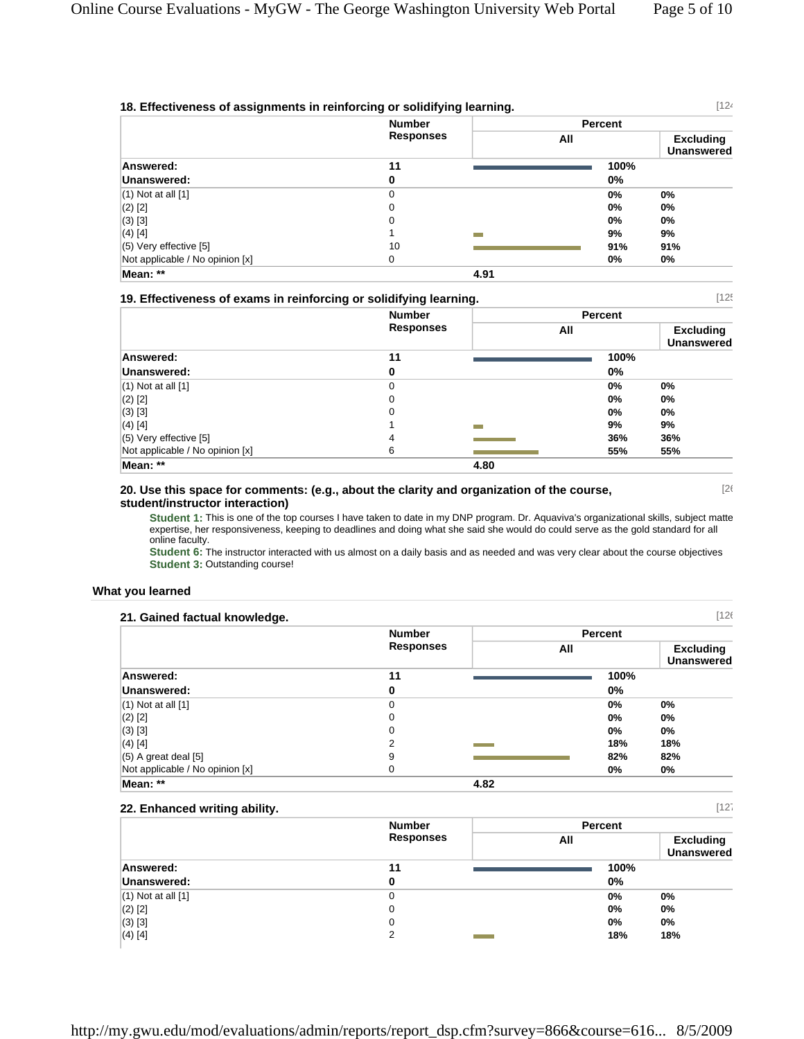### 18. Effectiveness of assignments in reinforcing or solidifying learning.

[124

| | Number Responses | Percent | |
|---|---|---|---|
| | | All | Excluding Unanswered |
| **Answered:** | **11** | **100%** | |
| **Unanswered:** | **0** | **0%** | |
| (1) Not at all [1] | 0 | **0%** | **0%** |
| (2) [2] | 0 | **0%** | **0%** |
| (3) [3] | 0 | **0%** | **0%** |
| (4) [4] | 1 | **9%** | **9%** |
| (5) Very effective [5] | 10 | **91%** | **91%** |
| Not applicable / No opinion [x] | 0 | **0%** | **0%** |
| **Mean: \*\*** | | **4.91** | |

### 19. Effectiveness of exams in reinforcing or solidifying learning.

[125

| | Number Responses | Percent | |
|---|---|---|---|
| | | All | Excluding Unanswered |
| **Answered:** | **11** | **100%** | |
| **Unanswered:** | **0** | **0%** | |
| (1) Not at all [1] | 0 | **0%** | **0%** |
| (2) [2] | 0 | **0%** | **0%** |
| (3) [3] | 0 | **0%** | **0%** |
| (4) [4] | 1 | **9%** | **9%** |
| (5) Very effective [5] | 4 | **36%** | **36%** |
| Not applicable / No opinion [x] | 6 | **55%** | **55%** |
| **Mean: \*\*** | | **4.80** | |

### 20. Use this space for comments: (e.g., about the clarity and organization of the course, student/instructor interaction)

[26

**Student 1:** This is one of the top courses I have taken to date in my DNP program. Dr. Aquaviva's organizational skills, subject matte expertise, her responsiveness, keeping to deadlines and doing what she said she would do could serve as the gold standard for all online faculty.

**Student 6:** The instructor interacted with us almost on a daily basis and as needed and was very clear about the course objectives

**Student 3:** Outstanding course!

## What you learned

### 21. Gained factual knowledge.

[126

| | Number Responses | Percent | |
|---|---|---|---|
| | | All | Excluding Unanswered |
| **Answered:** | **11** | **100%** | |
| **Unanswered:** | **0** | **0%** | |
| (1) Not at all [1] | 0 | **0%** | **0%** |
| (2) [2] | 0 | **0%** | **0%** |
| (3) [3] | 0 | **0%** | **0%** |
| (4) [4] | 2 | **18%** | **18%** |
| (5) A great deal [5] | 9 | **82%** | **82%** |
| Not applicable / No opinion [x] | 0 | **0%** | **0%** |
| **Mean: \*\*** | | **4.82** | |

### 22. Enhanced writing ability.

[127

| | Number Responses | Percent | |
|---|---|---|---|
| | | All | Excluding Unanswered |
| **Answered:** | **11** | **100%** | |
| **Unanswered:** | **0** | **0%** | |
| (1) Not at all [1] | 0 | **0%** | **0%** |
| (2) [2] | 0 | **0%** | **0%** |
| (3) [3] | 0 | **0%** | **0%** |
| (4) [4] | 2 | **18%** | **18%** |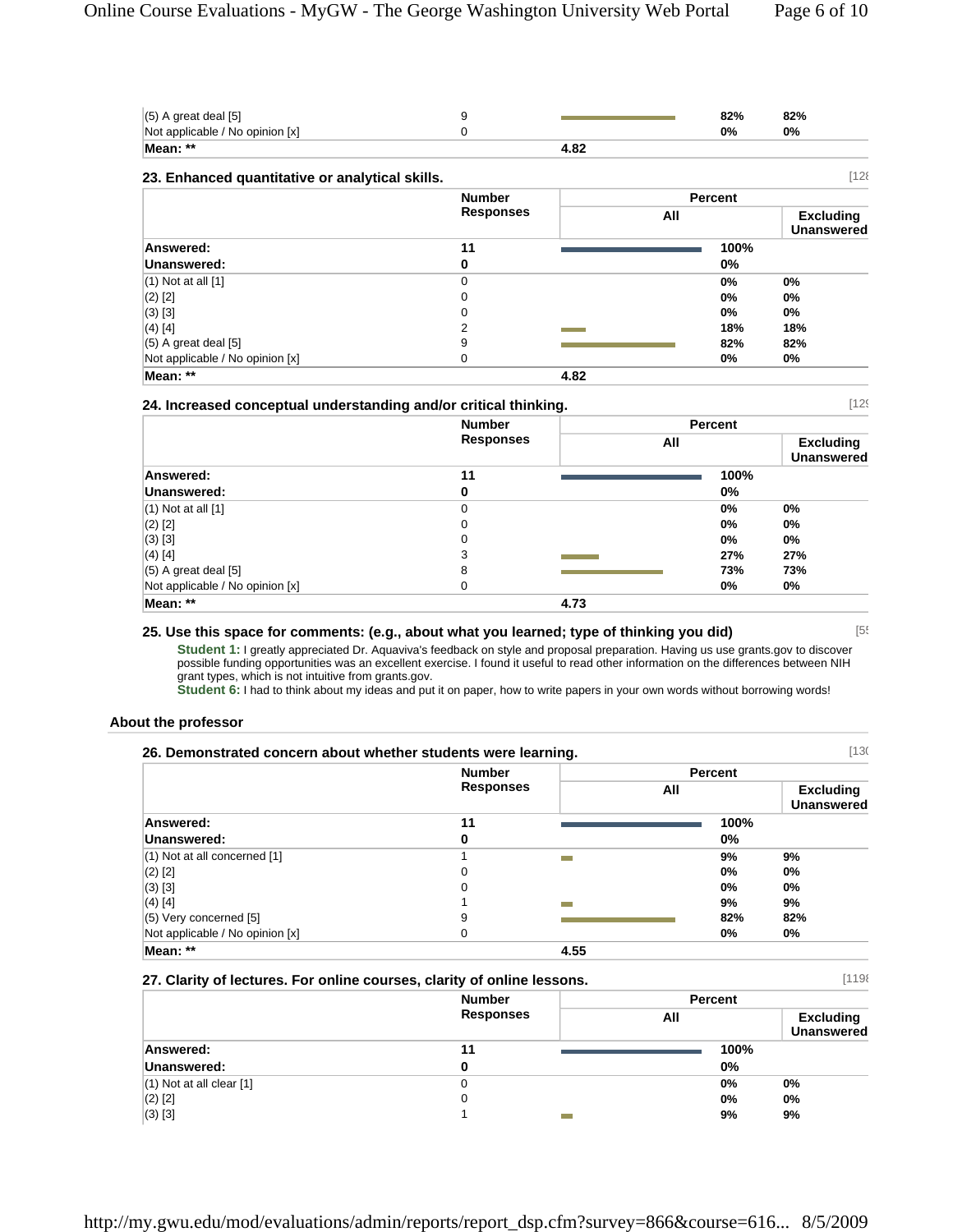| | Number Responses | Percent All | | Excluding Unanswered |
|---|---|---|---|---|
| (5) A great deal [5] | 9 | | 82% | 82% |
| Not applicable / No opinion [x] | 0 | | 0% | 0% |
| **Mean: \*\*** | | **4.82** | | |

### 23. Enhanced quantitative or analytical skills.

[128

| | Number Responses | Percent All | | Excluding Unanswered |
|---|---|---|---|---|
| **Answered:** | **11** | | **100%** | |
| **Unanswered:** | **0** | | **0%** | |
| (1) Not at all [1] | 0 | | 0% | 0% |
| (2) [2] | 0 | | 0% | 0% |
| (3) [3] | 0 | | 0% | 0% |
| (4) [4] | 2 | | 18% | 18% |
| (5) A great deal [5] | 9 | | 82% | 82% |
| Not applicable / No opinion [x] | 0 | | 0% | 0% |
| **Mean: \*\*** | | **4.82** | | |

### 24. Increased conceptual understanding and/or critical thinking.

[129

| | Number Responses | Percent All | | Excluding Unanswered |
|---|---|---|---|---|
| **Answered:** | **11** | | **100%** | |
| **Unanswered:** | **0** | | **0%** | |
| (1) Not at all [1] | 0 | | 0% | 0% |
| (2) [2] | 0 | | 0% | 0% |
| (3) [3] | 0 | | 0% | 0% |
| (4) [4] | 3 | | 27% | 27% |
| (5) A great deal [5] | 8 | | 73% | 73% |
| Not applicable / No opinion [x] | 0 | | 0% | 0% |
| **Mean: \*\*** | | **4.73** | | |

### 25. Use this space for comments: (e.g., about what you learned; type of thinking you did)

[55

**Student 1:** I greatly appreciated Dr. Aquaviva's feedback on style and proposal preparation. Having us use grants.gov to discover possible funding opportunities was an excellent exercise. I found it useful to read other information on the differences between NIH grant types, which is not intuitive from grants.gov.

**Student 6:** I had to think about my ideas and put it on paper, how to write papers in your own words without borrowing words!

## About the professor

### 26. Demonstrated concern about whether students were learning.

[130

| | Number Responses | Percent All | | Excluding Unanswered |
|---|---|---|---|---|
| **Answered:** | **11** | | **100%** | |
| **Unanswered:** | **0** | | **0%** | |
| (1) Not at all concerned [1] | 1 | | 9% | 9% |
| (2) [2] | 0 | | 0% | 0% |
| (3) [3] | 0 | | 0% | 0% |
| (4) [4] | 1 | | 9% | 9% |
| (5) Very concerned [5] | 9 | | 82% | 82% |
| Not applicable / No opinion [x] | 0 | | 0% | 0% |
| **Mean: \*\*** | | **4.55** | | |

### 27. Clarity of lectures. For online courses, clarity of online lessons.

[1198

| | Number Responses | Percent All | | Excluding Unanswered |
|---|---|---|---|---|
| **Answered:** | **11** | | **100%** | |
| **Unanswered:** | **0** | | **0%** | |
| (1) Not at all clear [1] | 0 | | 0% | 0% |
| (2) [2] | 0 | | 0% | 0% |
| (3) [3] | 1 | | 9% | 9% |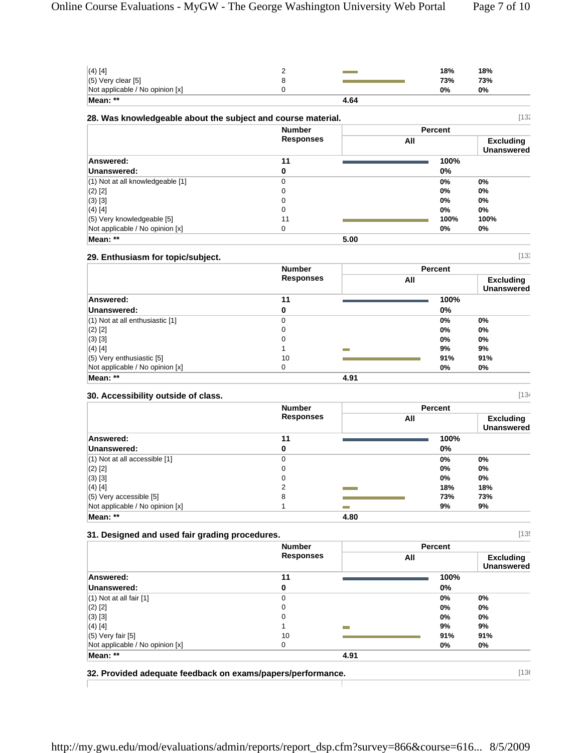| | Number Responses | Percent All | Excluding Unanswered |
|---|---|---|---|
| (4) [4] | 2 | 18% | 18% |
| (5) Very clear [5] | 8 | 73% | 73% |
| Not applicable / No opinion [x] | 0 | 0% | 0% |
| **Mean: ** ** | | **4.64** | |

### 28. Was knowledgeable about the subject and course material.

[132

| | Number Responses | Percent All | Excluding Unanswered |
|---|---|---|---|
| **Answered:** | **11** | **100%** | |
| **Unanswered:** | **0** | **0%** | |
| (1) Not at all knowledgeable [1] | 0 | 0% | 0% |
| (2) [2] | 0 | 0% | 0% |
| (3) [3] | 0 | 0% | 0% |
| (4) [4] | 0 | 0% | 0% |
| (5) Very knowledgeable [5] | 11 | 100% | 100% |
| Not applicable / No opinion [x] | 0 | 0% | 0% |
| **Mean: ** ** | | **5.00** | |

### 29. Enthusiasm for topic/subject.

[133

| | Number Responses | Percent All | Excluding Unanswered |
|---|---|---|---|
| **Answered:** | **11** | **100%** | |
| **Unanswered:** | **0** | **0%** | |
| (1) Not at all enthusiastic [1] | 0 | 0% | 0% |
| (2) [2] | 0 | 0% | 0% |
| (3) [3] | 0 | 0% | 0% |
| (4) [4] | 1 | 9% | 9% |
| (5) Very enthusiastic [5] | 10 | 91% | 91% |
| Not applicable / No opinion [x] | 0 | 0% | 0% |
| **Mean: ** ** | | **4.91** | |

### 30. Accessibility outside of class.

[134

| | Number Responses | Percent All | Excluding Unanswered |
|---|---|---|---|
| **Answered:** | **11** | **100%** | |
| **Unanswered:** | **0** | **0%** | |
| (1) Not at all accessible [1] | 0 | 0% | 0% |
| (2) [2] | 0 | 0% | 0% |
| (3) [3] | 0 | 0% | 0% |
| (4) [4] | 2 | 18% | 18% |
| (5) Very accessible [5] | 8 | 73% | 73% |
| Not applicable / No opinion [x] | 1 | 9% | 9% |
| **Mean: ** ** | | **4.80** | |

### 31. Designed and used fair grading procedures.

[135

| | Number Responses | Percent All | Excluding Unanswered |
|---|---|---|---|
| **Answered:** | **11** | **100%** | |
| **Unanswered:** | **0** | **0%** | |
| (1) Not at all fair [1] | 0 | 0% | 0% |
| (2) [2] | 0 | 0% | 0% |
| (3) [3] | 0 | 0% | 0% |
| (4) [4] | 1 | 9% | 9% |
| (5) Very fair [5] | 10 | 91% | 91% |
| Not applicable / No opinion [x] | 0 | 0% | 0% |
| **Mean: ** ** | | **4.91** | |

### 32. Provided adequate feedback on exams/papers/performance.

[136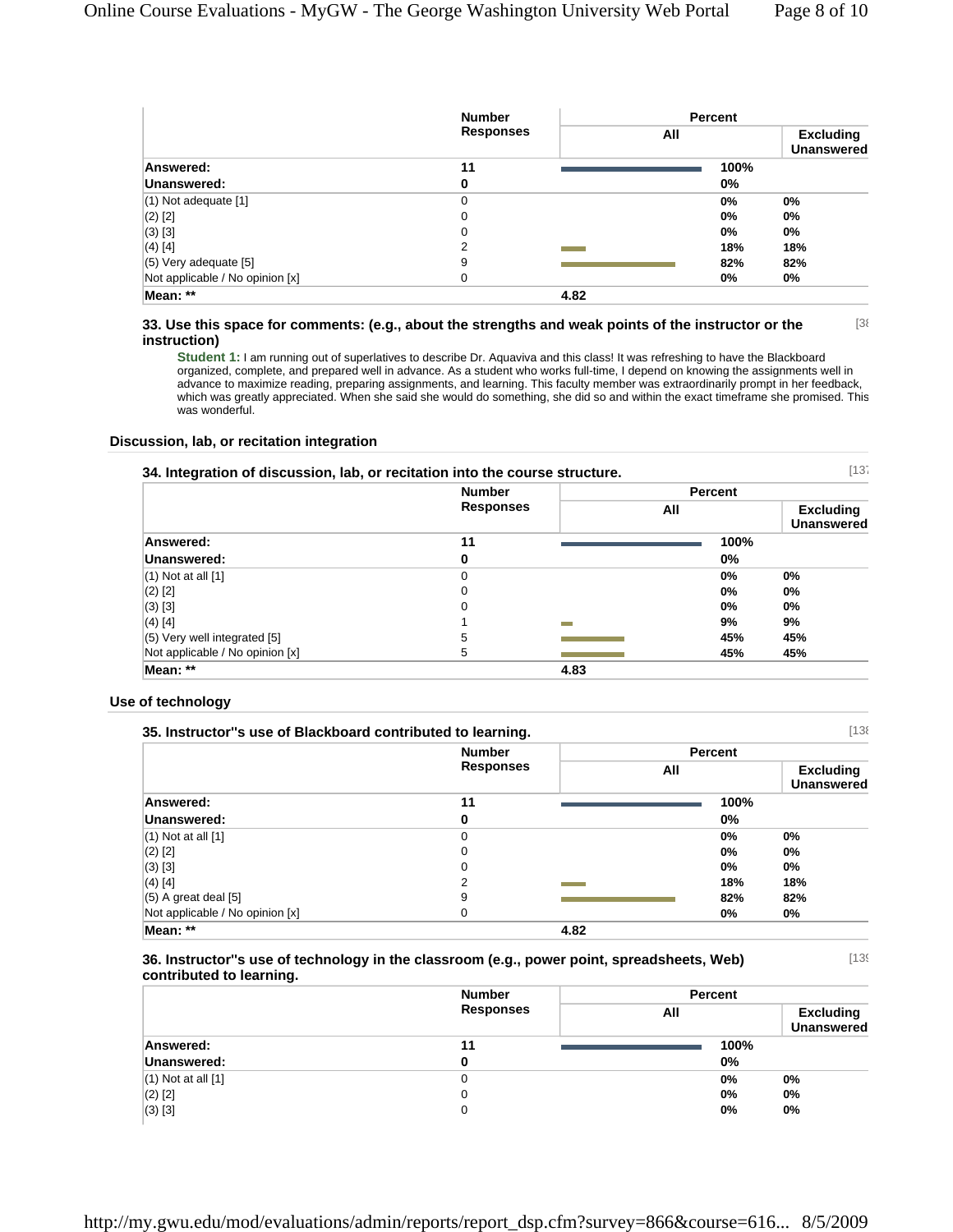| | Number Responses | Percent | |
|---|---|---|---|
| | | All | Excluding Unanswered |
| **Answered:** | **11** | **100%** | |
| **Unanswered:** | **0** | **0%** | |
| (1) Not adequate [1] | 0 | **0%** | **0%** |
| (2) [2] | 0 | **0%** | **0%** |
| (3) [3] | 0 | **0%** | **0%** |
| (4) [4] | 2 | **18%** | **18%** |
| (5) Very adequate [5] | 9 | **82%** | **82%** |
| Not applicable / No opinion [x] | 0 | **0%** | **0%** |
| **Mean: \*\*** | | **4.82** | |

**33. Use this space for comments: (e.g., about the strengths and weak points of the instructor or the instruction)** [38

**Student 1:** I am running out of superlatives to describe Dr. Aquaviva and this class! It was refreshing to have the Blackboard organized, complete, and prepared well in advance. As a student who works full-time, I depend on knowing the assignments well in advance to maximize reading, preparing assignments, and learning. This faculty member was extraordinarily prompt in her feedback, which was greatly appreciated. When she said she would do something, she did so and within the exact timeframe she promised. This was wonderful.

### Discussion, lab, or recitation integration

**34. Integration of discussion, lab, or recitation into the course structure.** [137

| | Number Responses | Percent | |
|---|---|---|---|
| | | All | Excluding Unanswered |
| **Answered:** | **11** | **100%** | |
| **Unanswered:** | **0** | **0%** | |
| (1) Not at all [1] | 0 | **0%** | **0%** |
| (2) [2] | 0 | **0%** | **0%** |
| (3) [3] | 0 | **0%** | **0%** |
| (4) [4] | 1 | **9%** | **9%** |
| (5) Very well integrated [5] | 5 | **45%** | **45%** |
| Not applicable / No opinion [x] | 5 | **45%** | **45%** |
| **Mean: \*\*** | | **4.83** | |

### Use of technology

**35. Instructor"s use of Blackboard contributed to learning.** [138

| | Number Responses | Percent | |
|---|---|---|---|
| | | All | Excluding Unanswered |
| **Answered:** | **11** | **100%** | |
| **Unanswered:** | **0** | **0%** | |
| (1) Not at all [1] | 0 | **0%** | **0%** |
| (2) [2] | 0 | **0%** | **0%** |
| (3) [3] | 0 | **0%** | **0%** |
| (4) [4] | 2 | **18%** | **18%** |
| (5) A great deal [5] | 9 | **82%** | **82%** |
| Not applicable / No opinion [x] | 0 | **0%** | **0%** |
| **Mean: \*\*** | | **4.82** | |

**36. Instructor"s use of technology in the classroom (e.g., power point, spreadsheets, Web) contributed to learning.** [139

| | Number Responses | Percent | |
|---|---|---|---|
| | | All | Excluding Unanswered |
| **Answered:** | **11** | **100%** | |
| **Unanswered:** | **0** | **0%** | |
| (1) Not at all [1] | 0 | **0%** | **0%** |
| (2) [2] | 0 | **0%** | **0%** |
| (3) [3] | 0 | **0%** | **0%** |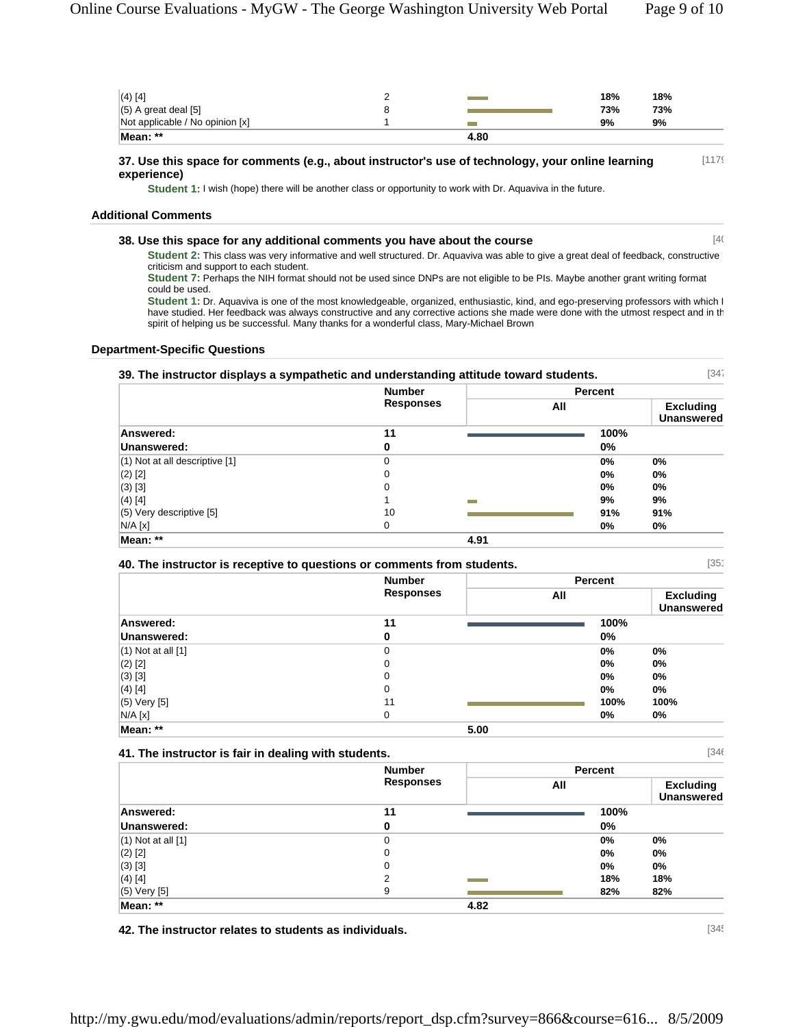| | Number Responses | All | Excluding Unanswered |
|---|---|---|---|
| (4) [4] | 2 | 18% | 18% |
| (5) A great deal [5] | 8 | 73% | 73% |
| Not applicable / No opinion [x] | 1 | 9% | 9% |
| **Mean: \*\*** | | **4.80** | |

#### 37. Use this space for comments (e.g., about instructor's use of technology, your online learning experience)

[117

**Student 1:** I wish (hope) there will be another class or opportunity to work with Dr. Aquaviva in the future.

### Additional Comments

#### 38. Use this space for any additional comments you have about the course

[4(

**Student 2:** This class was very informative and well structured. Dr. Aquaviva was able to give a great deal of feedback, constructive criticism and support to each student.

**Student 7:** Perhaps the NIH format should not be used since DNPs are not eligible to be PIs. Maybe another grant writing format could be used.

**Student 1:** Dr. Aquaviva is one of the most knowledgeable, organized, enthusiastic, kind, and ego-preserving professors with which I have studied. Her feedback was always constructive and any corrective actions she made were done with the utmost respect and in th spirit of helping us be successful. Many thanks for a wonderful class, Mary-Michael Brown

### Department-Specific Questions

#### 39. The instructor displays a sympathetic and understanding attitude toward students.

[347

| | Number Responses | Percent | |
|---|---|---|---|
| | | All | Excluding Unanswered |
| **Answered:** | **11** | **100%** | |
| **Unanswered:** | **0** | **0%** | |
| (1) Not at all descriptive [1] | 0 | 0% | 0% |
| (2) [2] | 0 | 0% | 0% |
| (3) [3] | 0 | 0% | 0% |
| (4) [4] | 1 | 9% | 9% |
| (5) Very descriptive [5] | 10 | 91% | 91% |
| N/A [x] | 0 | 0% | 0% |
| **Mean: \*\*** | | **4.91** | |

#### 40. The instructor is receptive to questions or comments from students.

[351

| | Number Responses | Percent | |
|---|---|---|---|
| | | All | Excluding Unanswered |
| **Answered:** | **11** | **100%** | |
| **Unanswered:** | **0** | **0%** | |
| (1) Not at all [1] | 0 | 0% | 0% |
| (2) [2] | 0 | 0% | 0% |
| (3) [3] | 0 | 0% | 0% |
| (4) [4] | 0 | 0% | 0% |
| (5) Very [5] | 11 | 100% | 100% |
| N/A [x] | 0 | 0% | 0% |
| **Mean: \*\*** | | **5.00** | |

#### 41. The instructor is fair in dealing with students.

[346

| | Number Responses | Percent | |
|---|---|---|---|
| | | All | Excluding Unanswered |
| **Answered:** | **11** | **100%** | |
| **Unanswered:** | **0** | **0%** | |
| (1) Not at all [1] | 0 | 0% | 0% |
| (2) [2] | 0 | 0% | 0% |
| (3) [3] | 0 | 0% | 0% |
| (4) [4] | 2 | 18% | 18% |
| (5) Very [5] | 9 | 82% | 82% |
| **Mean: \*\*** | | **4.82** | |

#### 42. The instructor relates to students as individuals.

[345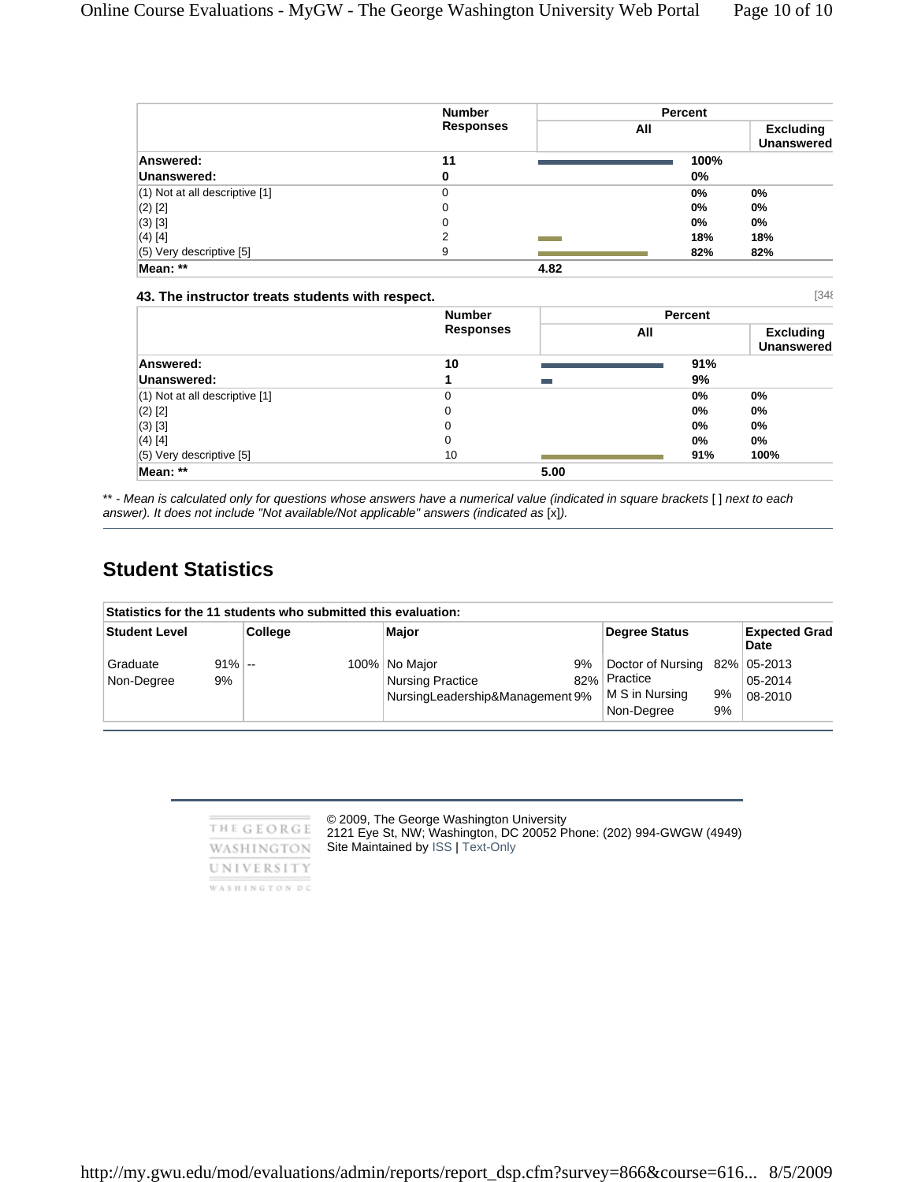| | Number Responses | Percent | |
|---|---|---|---|
| | | All | Excluding Unanswered |
| **Answered:** | **11** | **100%** | |
| **Unanswered:** | **0** | **0%** | |
| (1) Not at all descriptive [1] | 0 | **0%** | **0%** |
| (2) [2] | 0 | **0%** | **0%** |
| (3) [3] | 0 | **0%** | **0%** |
| (4) [4] | 2 | **18%** | **18%** |
| (5) Very descriptive [5] | 9 | **82%** | **82%** |
| **Mean: \*\*** | | **4.82** | |

**43. The instructor treats students with respect.** [348

| | Number Responses | Percent | |
|---|---|---|---|
| | | All | Excluding Unanswered |
| **Answered:** | **10** | **91%** | |
| **Unanswered:** | **1** | **9%** | |
| (1) Not at all descriptive [1] | 0 | **0%** | **0%** |
| (2) [2] | 0 | **0%** | **0%** |
| (3) [3] | 0 | **0%** | **0%** |
| (4) [4] | 0 | **0%** | **0%** |
| (5) Very descriptive [5] | 10 | **91%** | **100%** |
| **Mean: \*\*** | | **5.00** | |

*\*\* - Mean is calculated only for questions whose answers have a numerical value (indicated in square brackets* [ ] *next to each answer). It does not include "Not available/Not applicable" answers (indicated as* [x]*).*

## Student Statistics

**Statistics for the 11 students who submitted this evaluation:**

| **Student Level** | | **College** | | **Major** | | **Degree Status** | | **Expected Grad Date** |
|---|---|---|---|---|---|---|---|---|
| Graduate | 91% | -- | 100% | No Major | 9% | Doctor of Nursing Practice | 82% | 05-2013 |
| Non-Degree | 9% | | | Nursing Practice | 82% | M S in Nursing | 9% | 05-2014 |
| | | | | NursingLeadership&Management | 9% | Non-Degree | 9% | 08-2010 |

© 2009, The George Washington University
2121 Eye St, NW; Washington, DC 20052 Phone: (202) 994-GWGW (4949)
Site Maintained by ISS | Text-Only